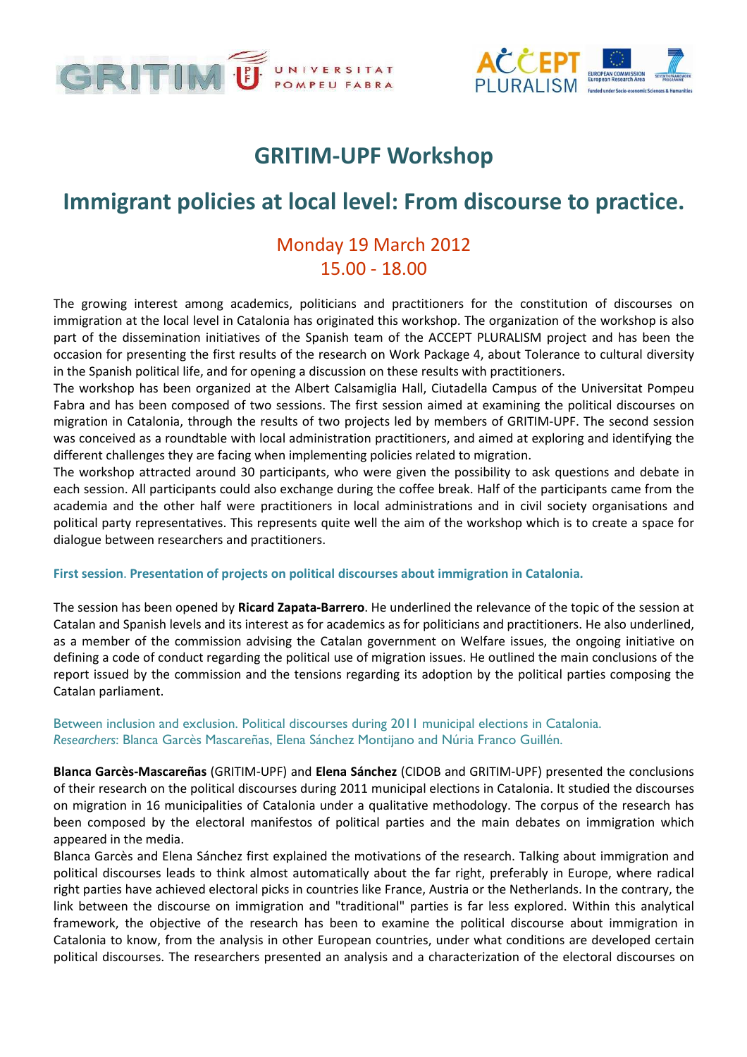# GRITIM-UPF Workshop

# Immigrant policies at local level: From discourse to practice.

Monday 19 March 2012
15.00 - 18.00

The growing interest among academics, politicians and practitioners for the constitution of discourses on immigration at the local level in Catalonia has originated this workshop. The organization of the workshop is also part of the dissemination initiatives of the Spanish team of the ACCEPT PLURALISM project and has been the occasion for presenting the first results of the research on Work Package 4, about Tolerance to cultural diversity in the Spanish political life, and for opening a discussion on these results with practitioners.
The workshop has been organized at the Albert Calsamiglia Hall, Ciutadella Campus of the Universitat Pompeu Fabra and has been composed of two sessions. The first session aimed at examining the political discourses on migration in Catalonia, through the results of two projects led by members of GRITIM-UPF. The second session was conceived as a roundtable with local administration practitioners, and aimed at exploring and identifying the different challenges they are facing when implementing policies related to migration.
The workshop attracted around 30 participants, who were given the possibility to ask questions and debate in each session. All participants could also exchange during the coffee break. Half of the participants came from the academia and the other half were practitioners in local administrations and in civil society organisations and political party representatives. This represents quite well the aim of the workshop which is to create a space for dialogue between researchers and practitioners.

### First session. Presentation of projects on political discourses about immigration in Catalonia.

The session has been opened by **Ricard Zapata-Barrero**. He underlined the relevance of the topic of the session at Catalan and Spanish levels and its interest as for academics as for politicians and practitioners. He also underlined, as a member of the commission advising the Catalan government on Welfare issues, the ongoing initiative on defining a code of conduct regarding the political use of migration issues. He outlined the main conclusions of the report issued by the commission and the tensions regarding its adoption by the political parties composing the Catalan parliament.

Between inclusion and exclusion. Political discourses during 2011 municipal elections in Catalonia.
*Researchers*: Blanca Garcès Mascareñas, Elena Sánchez Montijano and Núria Franco Guillén.

**Blanca Garcès-Mascareñas** (GRITIM-UPF) and **Elena Sánchez** (CIDOB and GRITIM-UPF) presented the conclusions of their research on the political discourses during 2011 municipal elections in Catalonia. It studied the discourses on migration in 16 municipalities of Catalonia under a qualitative methodology. The corpus of the research has been composed by the electoral manifestos of political parties and the main debates on immigration which appeared in the media.
Blanca Garcès and Elena Sánchez first explained the motivations of the research. Talking about immigration and political discourses leads to think almost automatically about the far right, preferably in Europe, where radical right parties have achieved electoral picks in countries like France, Austria or the Netherlands. In the contrary, the link between the discourse on immigration and "traditional" parties is far less explored. Within this analytical framework, the objective of the research has been to examine the political discourse about immigration in Catalonia to know, from the analysis in other European countries, under what conditions are developed certain political discourses. The researchers presented an analysis and a characterization of the electoral discourses on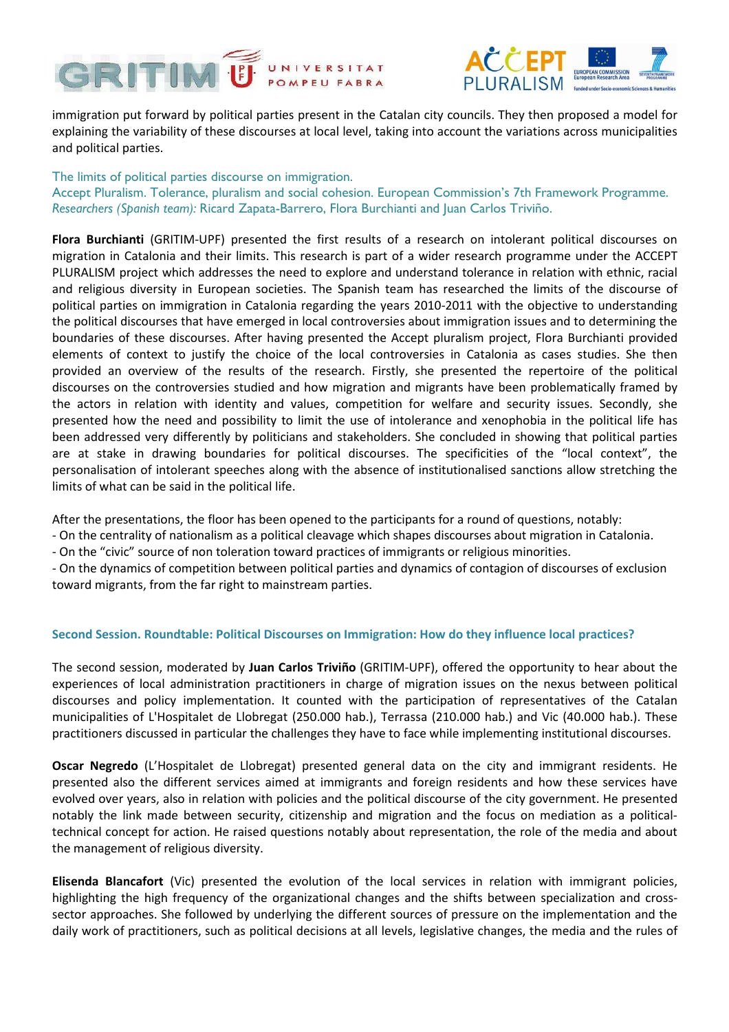immigration put forward by political parties present in the Catalan city councils. They then proposed a model for explaining the variability of these discourses at local level, taking into account the variations across municipalities and political parties.

The limits of political parties discourse on immigration.
Accept Pluralism. Tolerance, pluralism and social cohesion. European Commission's 7th Framework Programme.
*Researchers (Spanish team):* Ricard Zapata-Barrero, Flora Burchianti and Juan Carlos Triviño.

**Flora Burchianti** (GRITIM-UPF) presented the first results of a research on intolerant political discourses on migration in Catalonia and their limits. This research is part of a wider research programme under the ACCEPT PLURALISM project which addresses the need to explore and understand tolerance in relation with ethnic, racial and religious diversity in European societies. The Spanish team has researched the limits of the discourse of political parties on immigration in Catalonia regarding the years 2010-2011 with the objective to understanding the political discourses that have emerged in local controversies about immigration issues and to determining the boundaries of these discourses. After having presented the Accept pluralism project, Flora Burchianti provided elements of context to justify the choice of the local controversies in Catalonia as cases studies. She then provided an overview of the results of the research. Firstly, she presented the repertoire of the political discourses on the controversies studied and how migration and migrants have been problematically framed by the actors in relation with identity and values, competition for welfare and security issues. Secondly, she presented how the need and possibility to limit the use of intolerance and xenophobia in the political life has been addressed very differently by politicians and stakeholders. She concluded in showing that political parties are at stake in drawing boundaries for political discourses. The specificities of the "local context", the personalisation of intolerant speeches along with the absence of institutionalised sanctions allow stretching the limits of what can be said in the political life.

After the presentations, the floor has been opened to the participants for a round of questions, notably:
- On the centrality of nationalism as a political cleavage which shapes discourses about migration in Catalonia.
- On the "civic" source of non toleration toward practices of immigrants or religious minorities.
- On the dynamics of competition between political parties and dynamics of contagion of discourses of exclusion toward migrants, from the far right to mainstream parties.

## Second Session. Roundtable: Political Discourses on Immigration: How do they influence local practices?

The second session, moderated by **Juan Carlos Triviño** (GRITIM-UPF), offered the opportunity to hear about the experiences of local administration practitioners in charge of migration issues on the nexus between political discourses and policy implementation. It counted with the participation of representatives of the Catalan municipalities of L'Hospitalet de Llobregat (250.000 hab.), Terrassa (210.000 hab.) and Vic (40.000 hab.). These practitioners discussed in particular the challenges they have to face while implementing institutional discourses.

**Oscar Negredo** (L'Hospitalet de Llobregat) presented general data on the city and immigrant residents. He presented also the different services aimed at immigrants and foreign residents and how these services have evolved over years, also in relation with policies and the political discourse of the city government. He presented notably the link made between security, citizenship and migration and the focus on mediation as a political-technical concept for action. He raised questions notably about representation, the role of the media and about the management of religious diversity.

**Elisenda Blancafort** (Vic) presented the evolution of the local services in relation with immigrant policies, highlighting the high frequency of the organizational changes and the shifts between specialization and cross-sector approaches. She followed by underlying the different sources of pressure on the implementation and the daily work of practitioners, such as political decisions at all levels, legislative changes, the media and the rules of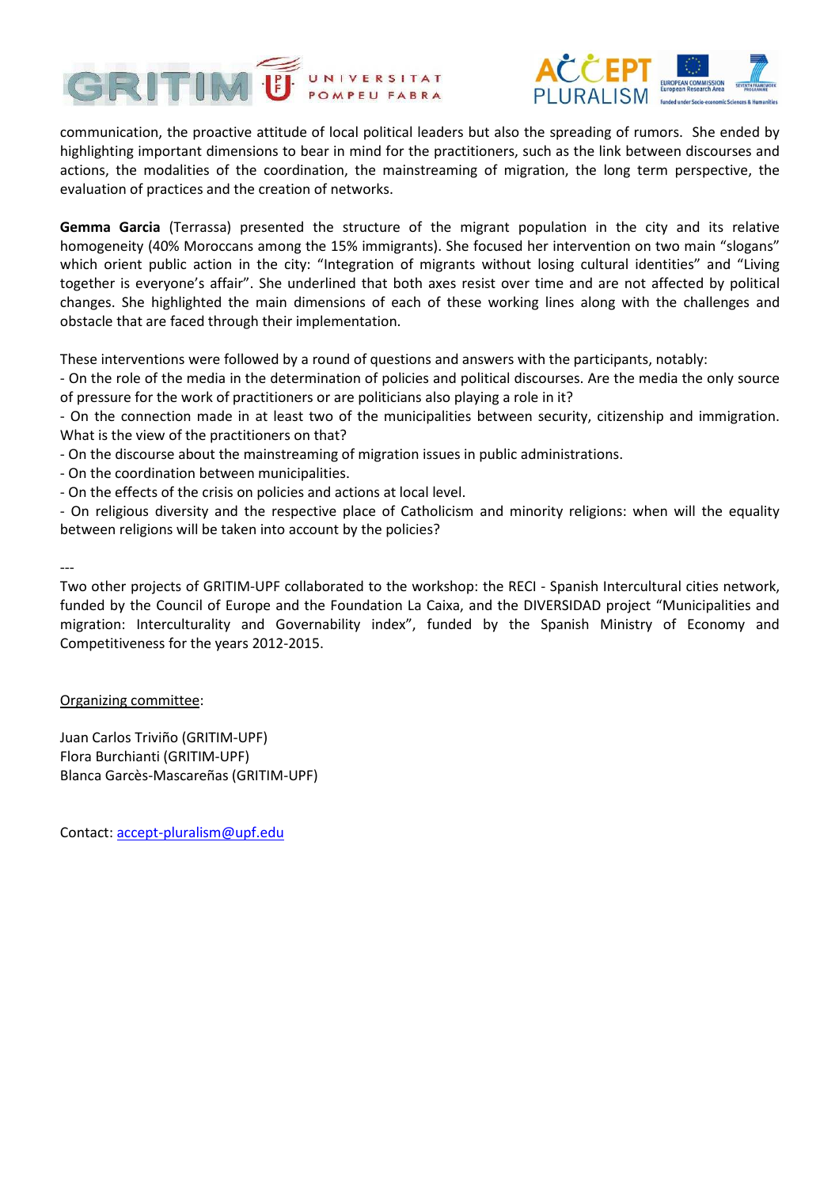communication, the proactive attitude of local political leaders but also the spreading of rumors. She ended by highlighting important dimensions to bear in mind for the practitioners, such as the link between discourses and actions, the modalities of the coordination, the mainstreaming of migration, the long term perspective, the evaluation of practices and the creation of networks.

**Gemma Garcia** (Terrassa) presented the structure of the migrant population in the city and its relative homogeneity (40% Moroccans among the 15% immigrants). She focused her intervention on two main "slogans" which orient public action in the city: "Integration of migrants without losing cultural identities" and "Living together is everyone's affair". She underlined that both axes resist over time and are not affected by political changes. She highlighted the main dimensions of each of these working lines along with the challenges and obstacle that are faced through their implementation.

These interventions were followed by a round of questions and answers with the participants, notably:

- On the role of the media in the determination of policies and political discourses. Are the media the only source of pressure for the work of practitioners or are politicians also playing a role in it?
- On the connection made in at least two of the municipalities between security, citizenship and immigration. What is the view of the practitioners on that?
- On the discourse about the mainstreaming of migration issues in public administrations.
- On the coordination between municipalities.
- On the effects of the crisis on policies and actions at local level.
- On religious diversity and the respective place of Catholicism and minority religions: when will the equality between religions will be taken into account by the policies?

---

Two other projects of GRITIM-UPF collaborated to the workshop: the RECI - Spanish Intercultural cities network, funded by the Council of Europe and the Foundation La Caixa, and the DIVERSIDAD project "Municipalities and migration: Interculturality and Governability index", funded by the Spanish Ministry of Economy and Competitiveness for the years 2012-2015.

Organizing committee:

Juan Carlos Triviño (GRITIM-UPF)
Flora Burchianti (GRITIM-UPF)
Blanca Garcès-Mascareñas (GRITIM-UPF)

Contact: accept-pluralism@upf.edu